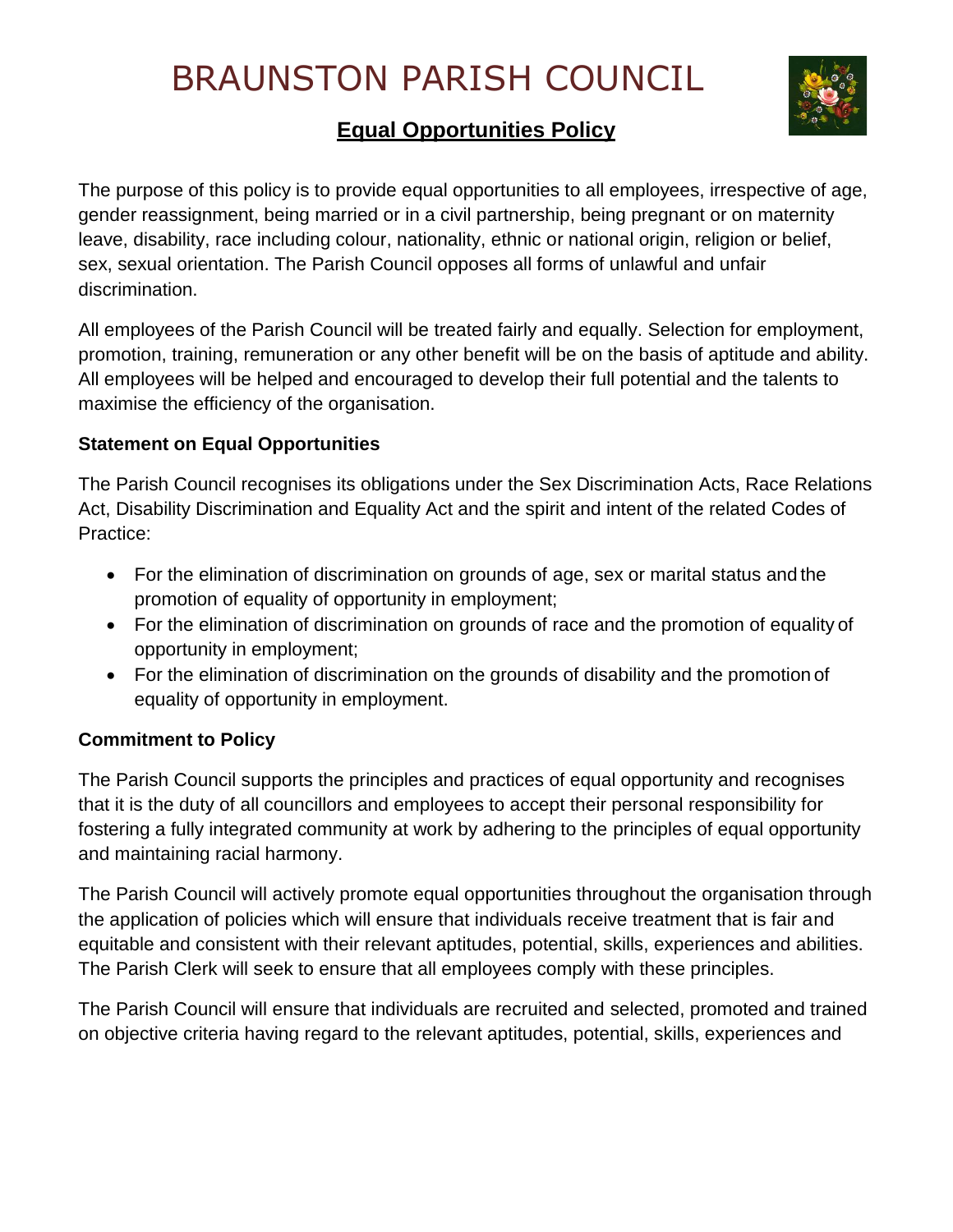# BRAUNSTON PARISH COUNCIL

## Equal Opportunities Policy

The purpose of this policy is to provide equal opportunities to all employees, irrespective of age, gender reassignment, being married or in a civil partnership, being pregnant or on maternity leave, disability, race including colour, nationality, ethnic or national origin, religion or belief, sex, sexual orientation. The Parish Council opposes all forms of unlawful and unfair discrimination.

All employees of the Parish Council will be treated fairly and equally. Selection for employment, promotion, training, remuneration or any other benefit will be on the basis of aptitude and ability. All employees will be helped and encouraged to develop their full potential and the talents to maximise the efficiency of the organisation.

**Statement on Equal Opportunities**

The Parish Council recognises its obligations under the Sex Discrimination Acts, Race Relations Act, Disability Discrimination and Equality Act and the spirit and intent of the related Codes of Practice:

- For the elimination of discrimination on grounds of age, sex or marital status and the promotion of equality of opportunity in employment;
- For the elimination of discrimination on grounds of race and the promotion of equality of opportunity in employment;
- For the elimination of discrimination on the grounds of disability and the promotion of equality of opportunity in employment.

**Commitment to Policy**

The Parish Council supports the principles and practices of equal opportunity and recognises that it is the duty of all councillors and employees to accept their personal responsibility for fostering a fully integrated community at work by adhering to the principles of equal opportunity and maintaining racial harmony.

The Parish Council will actively promote equal opportunities throughout the organisation through the application of policies which will ensure that individuals receive treatment that is fair and equitable and consistent with their relevant aptitudes, potential, skills, experiences and abilities. The Parish Clerk will seek to ensure that all employees comply with these principles.

The Parish Council will ensure that individuals are recruited and selected, promoted and trained on objective criteria having regard to the relevant aptitudes, potential, skills, experiences and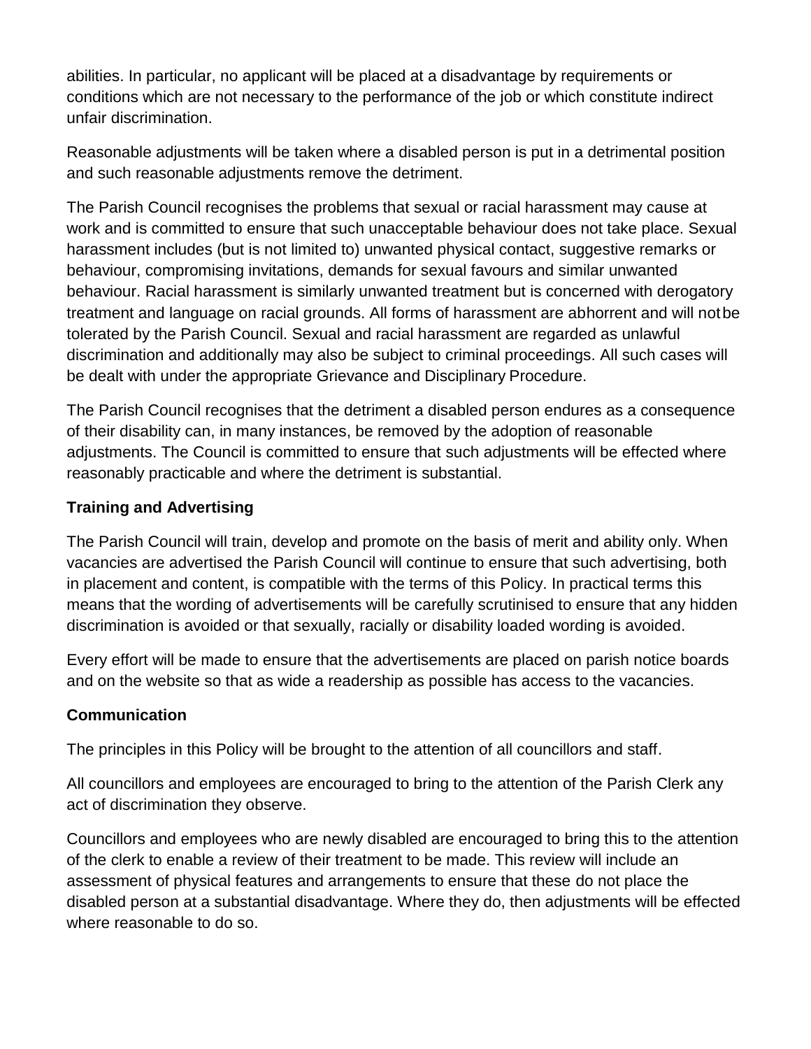abilities. In particular, no applicant will be placed at a disadvantage by requirements or conditions which are not necessary to the performance of the job or which constitute indirect unfair discrimination.

Reasonable adjustments will be taken where a disabled person is put in a detrimental position and such reasonable adjustments remove the detriment.

The Parish Council recognises the problems that sexual or racial harassment may cause at work and is committed to ensure that such unacceptable behaviour does not take place. Sexual harassment includes (but is not limited to) unwanted physical contact, suggestive remarks or behaviour, compromising invitations, demands for sexual favours and similar unwanted behaviour. Racial harassment is similarly unwanted treatment but is concerned with derogatory treatment and language on racial grounds. All forms of harassment are abhorrent and will not be tolerated by the Parish Council. Sexual and racial harassment are regarded as unlawful discrimination and additionally may also be subject to criminal proceedings. All such cases will be dealt with under the appropriate Grievance and Disciplinary Procedure.

The Parish Council recognises that the detriment a disabled person endures as a consequence of their disability can, in many instances, be removed by the adoption of reasonable adjustments. The Council is committed to ensure that such adjustments will be effected where reasonably practicable and where the detriment is substantial.

**Training and Advertising**

The Parish Council will train, develop and promote on the basis of merit and ability only. When vacancies are advertised the Parish Council will continue to ensure that such advertising, both in placement and content, is compatible with the terms of this Policy. In practical terms this means that the wording of advertisements will be carefully scrutinised to ensure that any hidden discrimination is avoided or that sexually, racially or disability loaded wording is avoided.

Every effort will be made to ensure that the advertisements are placed on parish notice boards and on the website so that as wide a readership as possible has access to the vacancies.

**Communication**

The principles in this Policy will be brought to the attention of all councillors and staff.

All councillors and employees are encouraged to bring to the attention of the Parish Clerk any act of discrimination they observe.

Councillors and employees who are newly disabled are encouraged to bring this to the attention of the clerk to enable a review of their treatment to be made. This review will include an assessment of physical features and arrangements to ensure that these do not place the disabled person at a substantial disadvantage. Where they do, then adjustments will be effected where reasonable to do so.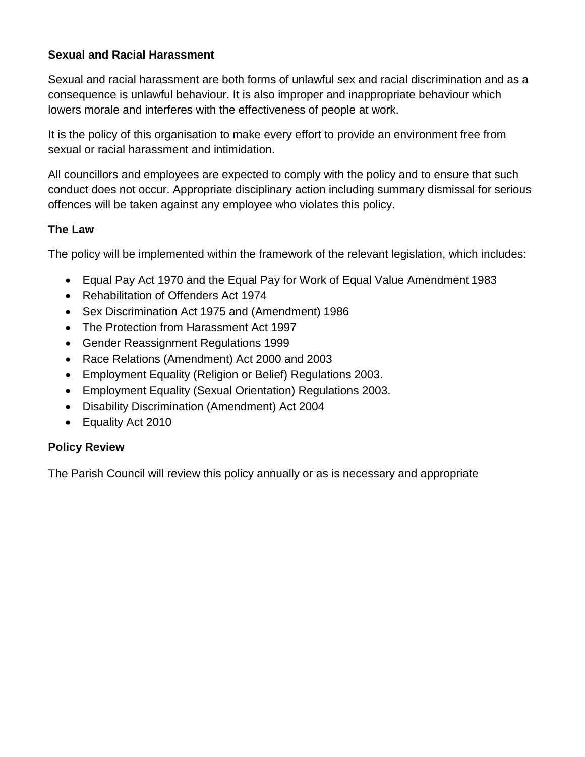**Sexual and Racial Harassment**

Sexual and racial harassment are both forms of unlawful sex and racial discrimination and as a consequence is unlawful behaviour. It is also improper and inappropriate behaviour which lowers morale and interferes with the effectiveness of people at work.

It is the policy of this organisation to make every effort to provide an environment free from sexual or racial harassment and intimidation.

All councillors and employees are expected to comply with the policy and to ensure that such conduct does not occur. Appropriate disciplinary action including summary dismissal for serious offences will be taken against any employee who violates this policy.

**The Law**

The policy will be implemented within the framework of the relevant legislation, which includes:

- Equal Pay Act 1970 and the Equal Pay for Work of Equal Value Amendment 1983
- Rehabilitation of Offenders Act 1974
- Sex Discrimination Act 1975 and (Amendment) 1986
- The Protection from Harassment Act 1997
- Gender Reassignment Regulations 1999
- Race Relations (Amendment) Act 2000 and 2003
- Employment Equality (Religion or Belief) Regulations 2003.
- Employment Equality (Sexual Orientation) Regulations 2003.
- Disability Discrimination (Amendment) Act 2004
- Equality Act 2010

**Policy Review**

The Parish Council will review this policy annually or as is necessary and appropriate